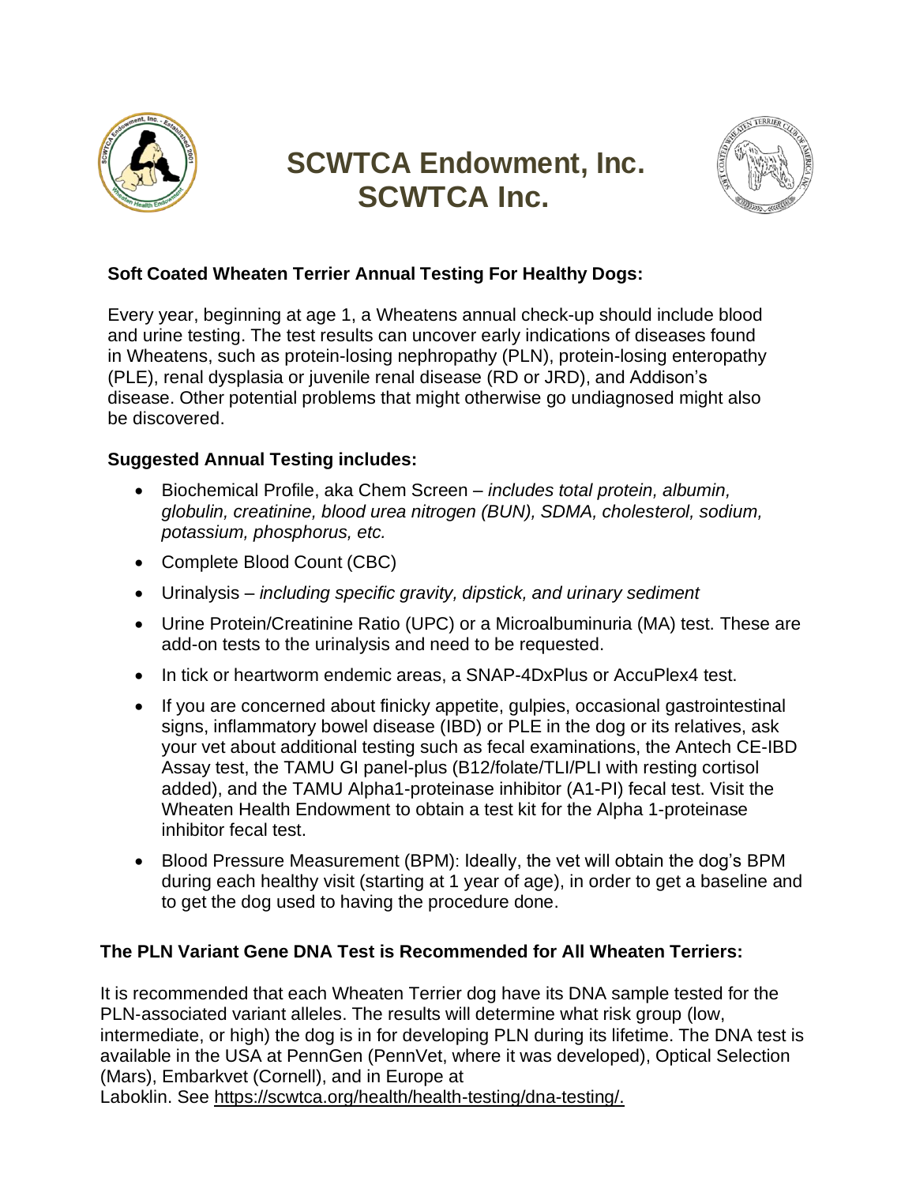# SCWTCA Endowment, Inc.
# SCWTCA Inc.

**Soft Coated Wheaten Terrier Annual Testing For Healthy Dogs:**

Every year, beginning at age 1, a Wheatens annual check-up should include blood and urine testing. The test results can uncover early indications of diseases found in Wheatens, such as protein-losing nephropathy (PLN), protein-losing enteropathy (PLE), renal dysplasia or juvenile renal disease (RD or JRD), and Addison's disease. Other potential problems that might otherwise go undiagnosed might also be discovered.

**Suggested Annual Testing includes:**

- Biochemical Profile, aka Chem Screen – *includes total protein, albumin, globulin, creatinine, blood urea nitrogen (BUN), SDMA, cholesterol, sodium, potassium, phosphorus, etc.*
- Complete Blood Count (CBC)
- Urinalysis – *including specific gravity, dipstick, and urinary sediment*
- Urine Protein/Creatinine Ratio (UPC) or a Microalbuminuria (MA) test. These are add-on tests to the urinalysis and need to be requested.
- In tick or heartworm endemic areas, a SNAP-4DxPlus or AccuPlex4 test.
- If you are concerned about finicky appetite, gulpies, occasional gastrointestinal signs, inflammatory bowel disease (IBD) or PLE in the dog or its relatives, ask your vet about additional testing such as fecal examinations, the Antech CE-IBD Assay test, the TAMU GI panel-plus (B12/folate/TLI/PLI with resting cortisol added), and the TAMU Alpha1-proteinase inhibitor (A1-PI) fecal test. Visit the Wheaten Health Endowment to obtain a test kit for the Alpha 1-proteinase inhibitor fecal test.
- Blood Pressure Measurement (BPM): Ideally, the vet will obtain the dog's BPM during each healthy visit (starting at 1 year of age), in order to get a baseline and to get the dog used to having the procedure done.

**The PLN Variant Gene DNA Test is Recommended for All Wheaten Terriers:**

It is recommended that each Wheaten Terrier dog have its DNA sample tested for the PLN-associated variant alleles. The results will determine what risk group (low, intermediate, or high) the dog is in for developing PLN during its lifetime. The DNA test is available in the USA at PennGen (PennVet, where it was developed), Optical Selection (Mars), Embarkvet (Cornell), and in Europe at Laboklin. See https://scwtca.org/health/health-testing/dna-testing/.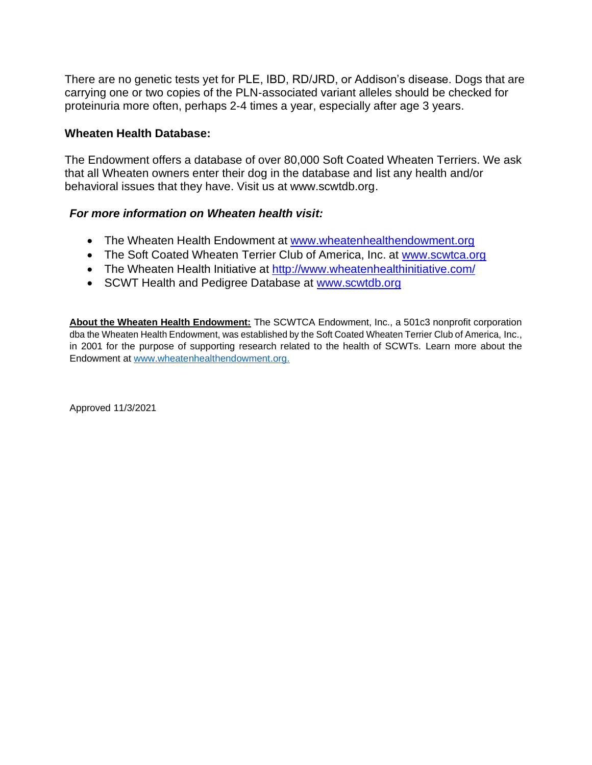There are no genetic tests yet for PLE, IBD, RD/JRD, or Addison's disease. Dogs that are carrying one or two copies of the PLN-associated variant alleles should be checked for proteinuria more often, perhaps 2-4 times a year, especially after age 3 years.

**Wheaten Health Database:**

The Endowment offers a database of over 80,000 Soft Coated Wheaten Terriers. We ask that all Wheaten owners enter their dog in the database and list any health and/or behavioral issues that they have. Visit us at www.scwtdb.org.

***For more information on Wheaten health visit:***

- The Wheaten Health Endowment at www.wheatenhealthendowment.org
- The Soft Coated Wheaten Terrier Club of America, Inc. at www.scwtca.org
- The Wheaten Health Initiative at http://www.wheatenhealthinitiative.com/
- SCWT Health and Pedigree Database at www.scwtdb.org

**About the Wheaten Health Endowment:** The SCWTCA Endowment, Inc., a 501c3 nonprofit corporation dba the Wheaten Health Endowment, was established by the Soft Coated Wheaten Terrier Club of America, Inc., in 2001 for the purpose of supporting research related to the health of SCWTs. Learn more about the Endowment at www.wheatenhealthendowment.org.

Approved 11/3/2021